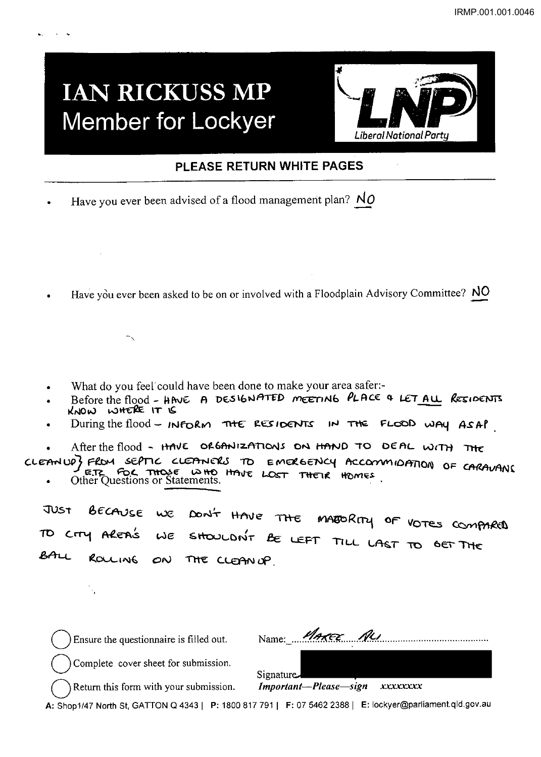# IAN RICKUSS MP
## Member for Lockyer

Liberal National Party

**PLEASE RETURN WHITE PAGES**

- Have you ever been advised of a flood management plan? NO

- Have you ever been asked to be on or involved with a Floodplain Advisory Committee? NO

- What do you feel could have been done to make your area safer:-
- Before the flood - HAVE A DESIGNATED MEETING PLACE & LET ALL RESIDENTS KNOW WHERE IT IS
- During the flood - INFORM THE RESIDENTS IN THE FLOOD WAY ASAP.
- After the flood - HAVE ORGANIZATIONS ON HAND TO DEAL WITH THE CLEANUP} FROM SEPTIC CLEANERS TO EMERGENCY ACCOMMODATION OF CARAVANS ETC FOR THOSE WHO HAVE LOST THEIR HOMES.
- Other Questions or Statements.

JUST BECAUSE WE DON'T HAVE THE MAJORITY OF VOTES COMPARED TO CITY AREA'S WE SHOULDN'T BE LEFT TILL LAST TO GET THE BALL ROLLING ON THE CLEANUP.

- ◯ Ensure the questionnaire is filled out.
- ◯ Complete cover sheet for submission.
- ◯ Return this form with your submission.

Name: Makee Ali

Signature: 

*Important—Please—sign* xxxxxxxx

A: Shop1/47 North St, GATTON Q 4343 | P: 1800 817 791 | F: 07 5462 2388 | E: lockyer@parliament.qld.gov.au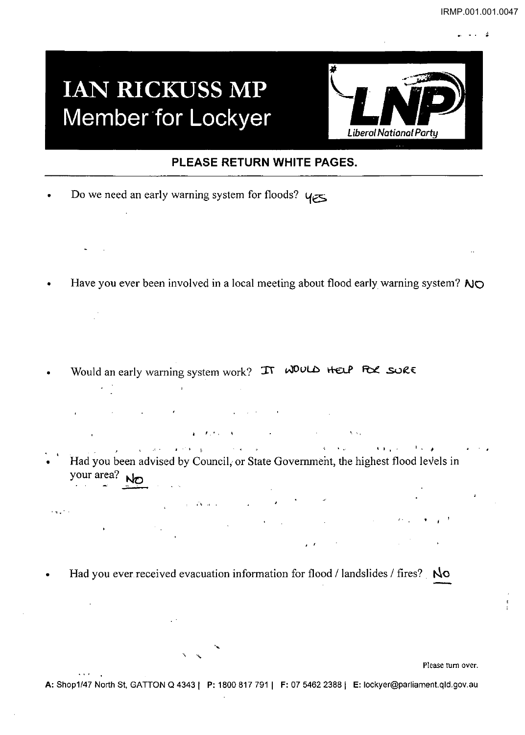# IAN RICKUSS MP
## Member for Lockyer

LNP Liberal National Party

**PLEASE RETURN WHITE PAGES.**

- Do we need an early warning system for floods? YES

- Have you ever been involved in a local meeting about flood early warning system? NO

- Would an early warning system work? IT WOULD HELP FOR SURE

- Had you been advised by Council, or State Government, the highest flood levels in your area? NO

- Had you ever received evacuation information for flood / landslides / fires? NO

Please turn over.

A: Shop1/47 North St, GATTON Q 4343 | P: 1800 817 791 | F: 07 5462 2388 | E: lockyer@parliament.qld.gov.au